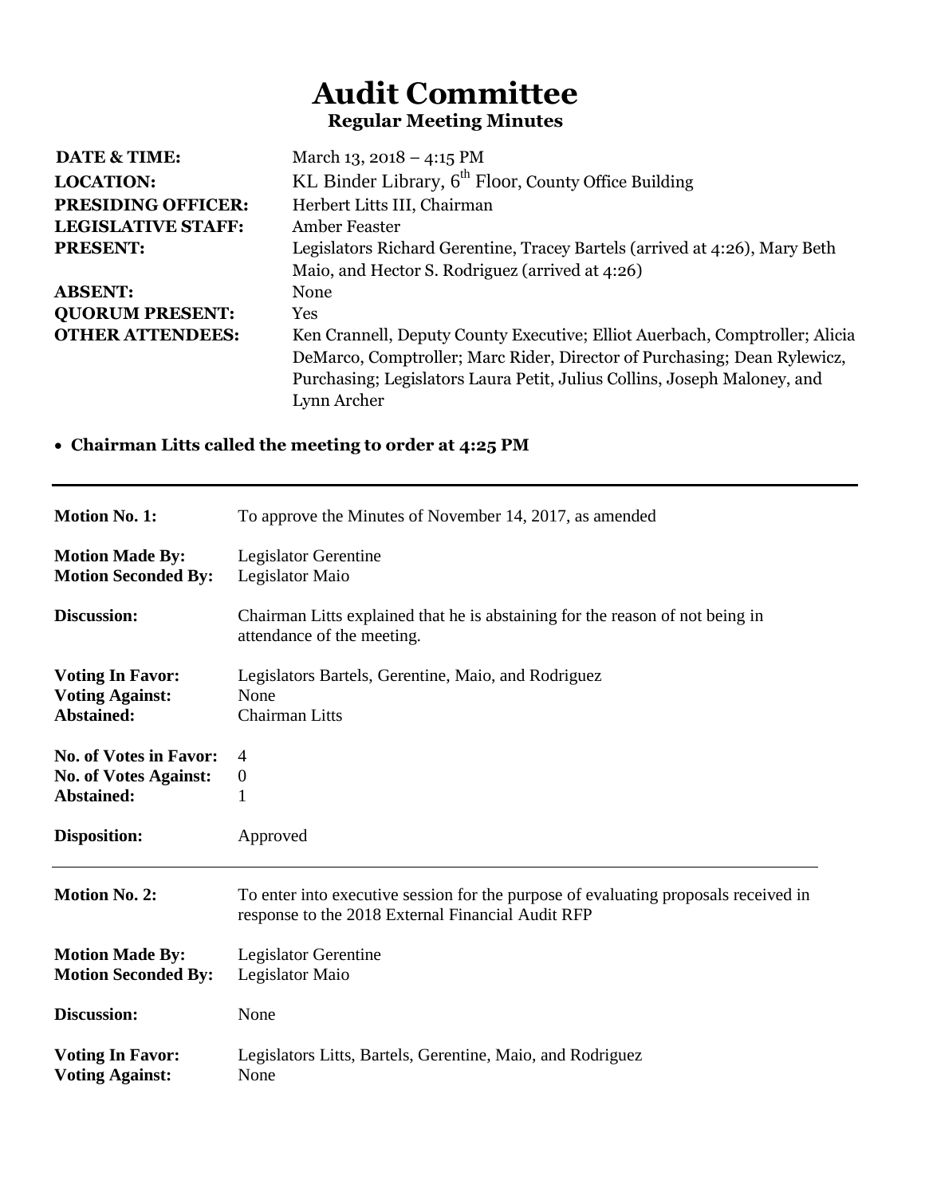# Audit Committee

## Regular Meeting Minutes

| | |
|---|---|
| **DATE & TIME:** | March 13, 2018 – 4:15 PM |
| **LOCATION:** | KL Binder Library, 6th Floor, County Office Building |
| **PRESIDING OFFICER:** | Herbert Litts III, Chairman |
| **LEGISLATIVE STAFF:** | Amber Feaster |
| **PRESENT:** | Legislators Richard Gerentine, Tracey Bartels (arrived at 4:26), Mary Beth Maio, and Hector S. Rodriguez (arrived at 4:26) |
| **ABSENT:** | None |
| **QUORUM PRESENT:** | Yes |
| **OTHER ATTENDEES:** | Ken Crannell, Deputy County Executive; Elliot Auerbach, Comptroller; Alicia DeMarco, Comptroller; Marc Rider, Director of Purchasing; Dean Rylewicz, Purchasing; Legislators Laura Petit, Julius Collins, Joseph Maloney, and Lynn Archer |

- **Chairman Litts called the meeting to order at 4:25 PM**

---

| | |
|---|---|
| **Motion No. 1:** | To approve the Minutes of November 14, 2017, as amended |
| **Motion Made By:** | Legislator Gerentine |
| **Motion Seconded By:** | Legislator Maio |
| **Discussion:** | Chairman Litts explained that he is abstaining for the reason of not being in attendance of the meeting. |
| **Voting In Favor:** | Legislators Bartels, Gerentine, Maio, and Rodriguez |
| **Voting Against:** | None |
| **Abstained:** | Chairman Litts |
| **No. of Votes in Favor:** | 4 |
| **No. of Votes Against:** | 0 |
| **Abstained:** | 1 |
| **Disposition:** | Approved |

---

| | |
|---|---|
| **Motion No. 2:** | To enter into executive session for the purpose of evaluating proposals received in response to the 2018 External Financial Audit RFP |
| **Motion Made By:** | Legislator Gerentine |
| **Motion Seconded By:** | Legislator Maio |
| **Discussion:** | None |
| **Voting In Favor:** | Legislators Litts, Bartels, Gerentine, Maio, and Rodriguez |
| **Voting Against:** | None |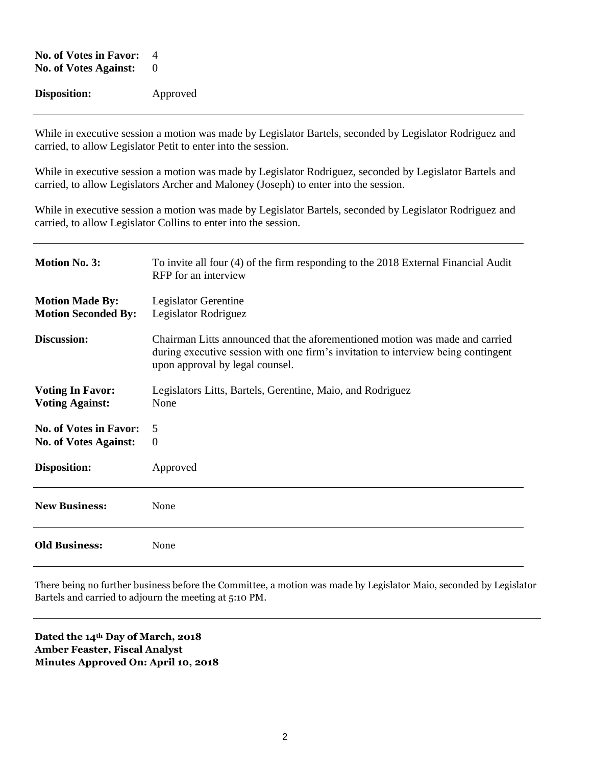**No. of Votes in Favor:** 4
**No. of Votes Against:** 0

**Disposition:** Approved

---

While in executive session a motion was made by Legislator Bartels, seconded by Legislator Rodriguez and carried, to allow Legislator Petit to enter into the session.

While in executive session a motion was made by Legislator Rodriguez, seconded by Legislator Bartels and carried, to allow Legislators Archer and Maloney (Joseph) to enter into the session.

While in executive session a motion was made by Legislator Bartels, seconded by Legislator Rodriguez and carried, to allow Legislator Collins to enter into the session.

---

**Motion No. 3:** To invite all four (4) of the firm responding to the 2018 External Financial Audit RFP for an interview

**Motion Made By:** Legislator Gerentine
**Motion Seconded By:** Legislator Rodriguez

**Discussion:** Chairman Litts announced that the aforementioned motion was made and carried during executive session with one firm's invitation to interview being contingent upon approval by legal counsel.

**Voting In Favor:** Legislators Litts, Bartels, Gerentine, Maio, and Rodriguez
**Voting Against:** None

**No. of Votes in Favor:** 5
**No. of Votes Against:** 0

**Disposition:** Approved

---

**New Business:** None

---

**Old Business:** None

---

There being no further business before the Committee, a motion was made by Legislator Maio, seconded by Legislator Bartels and carried to adjourn the meeting at 5:10 PM.

---

**Dated the 14th Day of March, 2018**
**Amber Feaster, Fiscal Analyst**
**Minutes Approved On: April 10, 2018**